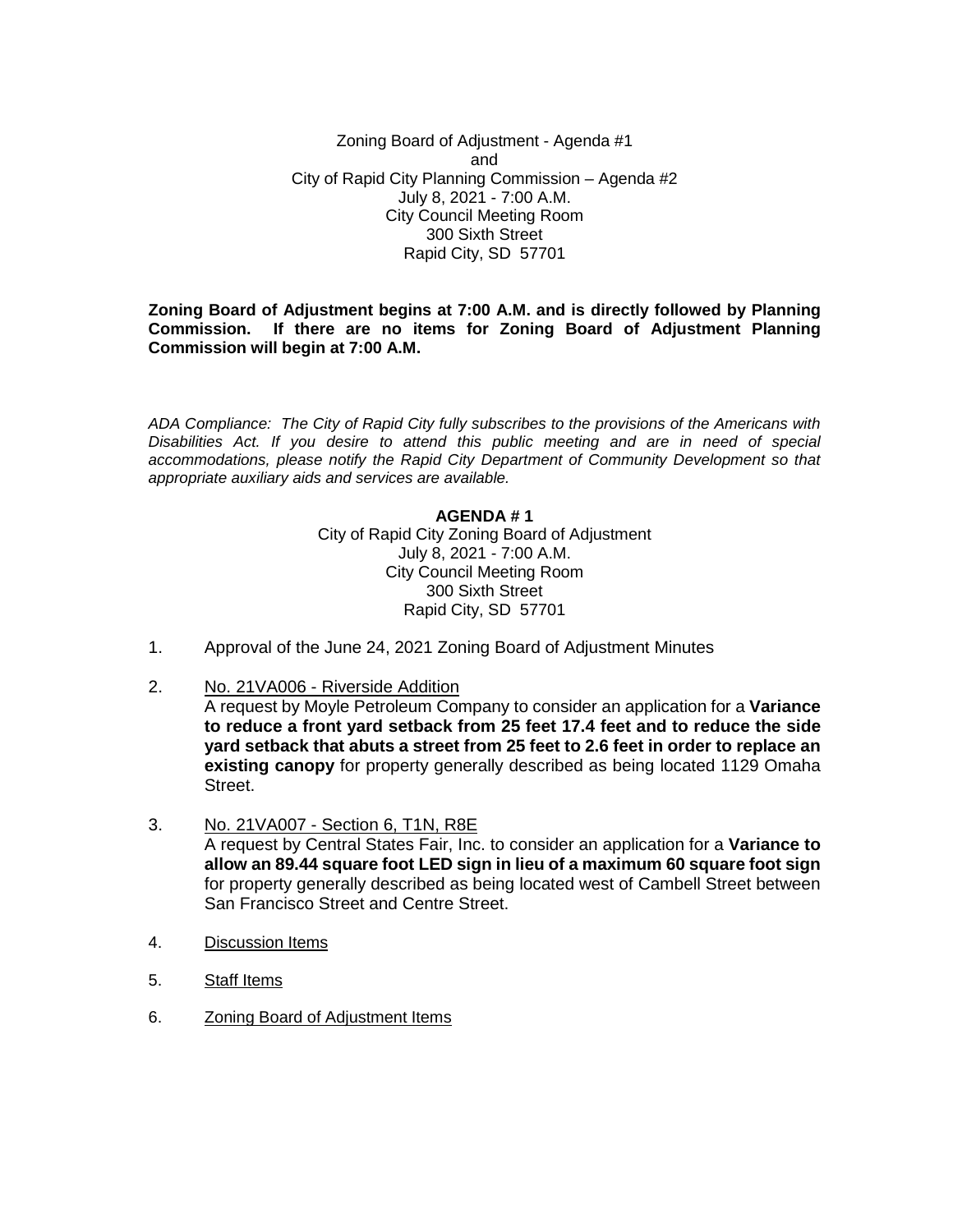Zoning Board of Adjustment - Agenda #1
and
City of Rapid City Planning Commission – Agenda #2
July 8, 2021 - 7:00 A.M.
City Council Meeting Room
300 Sixth Street
Rapid City, SD 57701

**Zoning Board of Adjustment begins at 7:00 A.M. and is directly followed by Planning Commission. If there are no items for Zoning Board of Adjustment Planning Commission will begin at 7:00 A.M.**

*ADA Compliance: The City of Rapid City fully subscribes to the provisions of the Americans with Disabilities Act. If you desire to attend this public meeting and are in need of special accommodations, please notify the Rapid City Department of Community Development so that appropriate auxiliary aids and services are available.*

**AGENDA # 1**
City of Rapid City Zoning Board of Adjustment
July 8, 2021 - 7:00 A.M.
City Council Meeting Room
300 Sixth Street
Rapid City, SD 57701

1. Approval of the June 24, 2021 Zoning Board of Adjustment Minutes

2. No. 21VA006 - Riverside Addition
   A request by Moyle Petroleum Company to consider an application for a **Variance to reduce a front yard setback from 25 feet 17.4 feet and to reduce the side yard setback that abuts a street from 25 feet to 2.6 feet in order to replace an existing canopy** for property generally described as being located 1129 Omaha Street.

3. No. 21VA007 - Section 6, T1N, R8E
   A request by Central States Fair, Inc. to consider an application for a **Variance to allow an 89.44 square foot LED sign in lieu of a maximum 60 square foot sign** for property generally described as being located west of Cambell Street between San Francisco Street and Centre Street.

4. Discussion Items

5. Staff Items

6. Zoning Board of Adjustment Items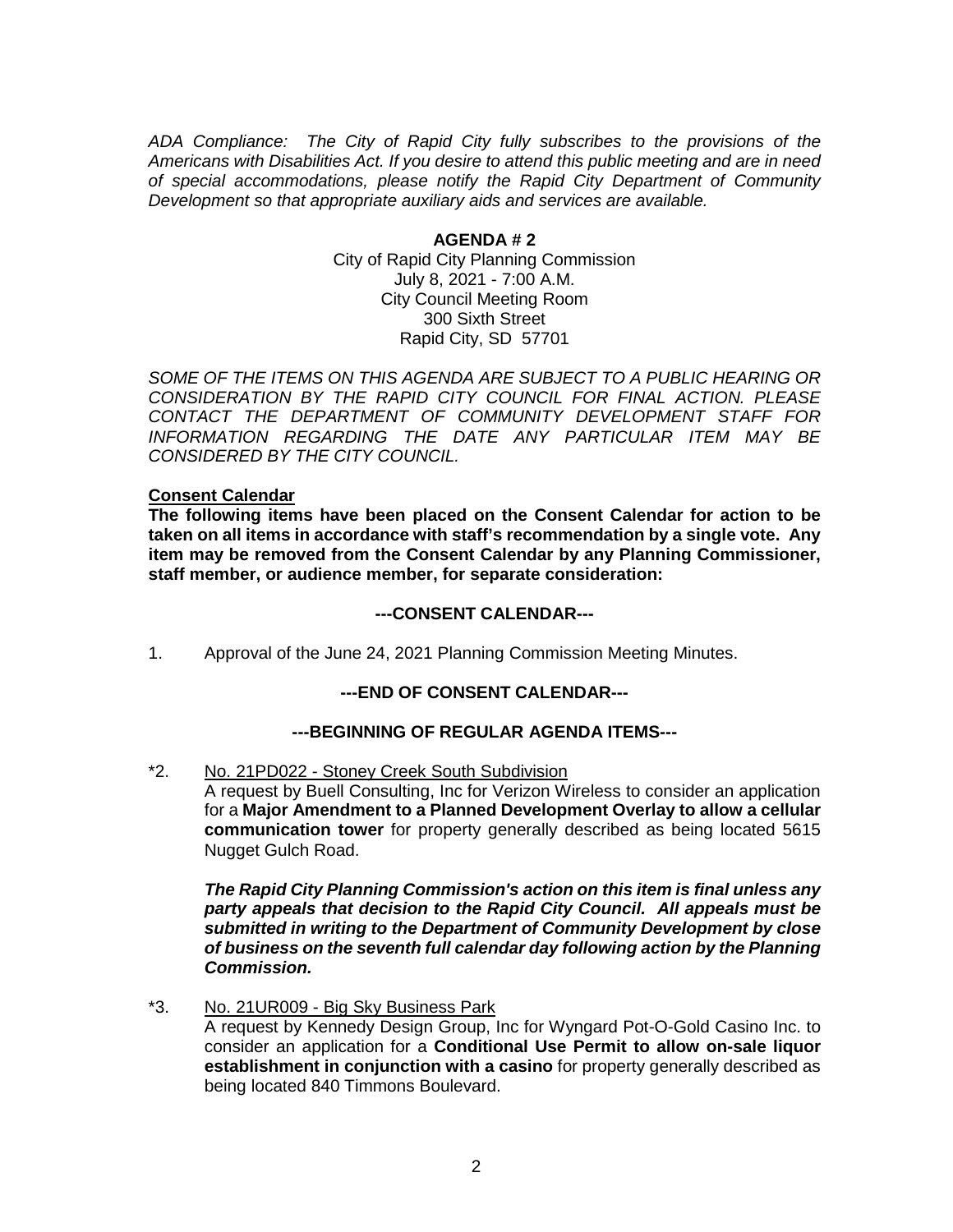*ADA Compliance: The City of Rapid City fully subscribes to the provisions of the Americans with Disabilities Act. If you desire to attend this public meeting and are in need of special accommodations, please notify the Rapid City Department of Community Development so that appropriate auxiliary aids and services are available.*

**AGENDA # 2**

City of Rapid City Planning Commission
July 8, 2021 - 7:00 A.M.
City Council Meeting Room
300 Sixth Street
Rapid City, SD 57701

*SOME OF THE ITEMS ON THIS AGENDA ARE SUBJECT TO A PUBLIC HEARING OR CONSIDERATION BY THE RAPID CITY COUNCIL FOR FINAL ACTION. PLEASE CONTACT THE DEPARTMENT OF COMMUNITY DEVELOPMENT STAFF FOR INFORMATION REGARDING THE DATE ANY PARTICULAR ITEM MAY BE CONSIDERED BY THE CITY COUNCIL.*

**Consent Calendar**

**The following items have been placed on the Consent Calendar for action to be taken on all items in accordance with staff's recommendation by a single vote. Any item may be removed from the Consent Calendar by any Planning Commissioner, staff member, or audience member, for separate consideration:**

**---CONSENT CALENDAR---**

1. Approval of the June 24, 2021 Planning Commission Meeting Minutes.

**---END OF CONSENT CALENDAR---**

**---BEGINNING OF REGULAR AGENDA ITEMS---**

*2. No. 21PD022 - Stoney Creek South Subdivision

A request by Buell Consulting, Inc for Verizon Wireless to consider an application for a **Major Amendment to a Planned Development Overlay to allow a cellular communication tower** for property generally described as being located 5615 Nugget Gulch Road.

***The Rapid City Planning Commission's action on this item is final unless any party appeals that decision to the Rapid City Council. All appeals must be submitted in writing to the Department of Community Development by close of business on the seventh full calendar day following action by the Planning Commission.***

*3. No. 21UR009 - Big Sky Business Park

A request by Kennedy Design Group, Inc for Wyngard Pot-O-Gold Casino Inc. to consider an application for a **Conditional Use Permit to allow on-sale liquor establishment in conjunction with a casino** for property generally described as being located 840 Timmons Boulevard.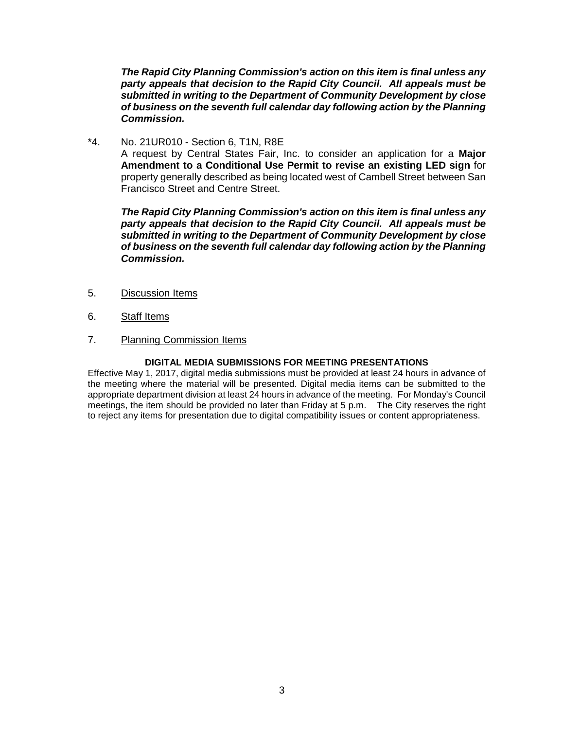***The Rapid City Planning Commission's action on this item is final unless any party appeals that decision to the Rapid City Council. All appeals must be submitted in writing to the Department of Community Development by close of business on the seventh full calendar day following action by the Planning Commission.***

*4. No. 21UR010 - Section 6, T1N, R8E

A request by Central States Fair, Inc. to consider an application for a **Major Amendment to a Conditional Use Permit to revise an existing LED sign** for property generally described as being located west of Cambell Street between San Francisco Street and Centre Street.

***The Rapid City Planning Commission's action on this item is final unless any party appeals that decision to the Rapid City Council. All appeals must be submitted in writing to the Department of Community Development by close of business on the seventh full calendar day following action by the Planning Commission.***

5. Discussion Items

6. Staff Items

7. Planning Commission Items

**DIGITAL MEDIA SUBMISSIONS FOR MEETING PRESENTATIONS**

Effective May 1, 2017, digital media submissions must be provided at least 24 hours in advance of the meeting where the material will be presented. Digital media items can be submitted to the appropriate department division at least 24 hours in advance of the meeting. For Monday's Council meetings, the item should be provided no later than Friday at 5 p.m. The City reserves the right to reject any items for presentation due to digital compatibility issues or content appropriateness.